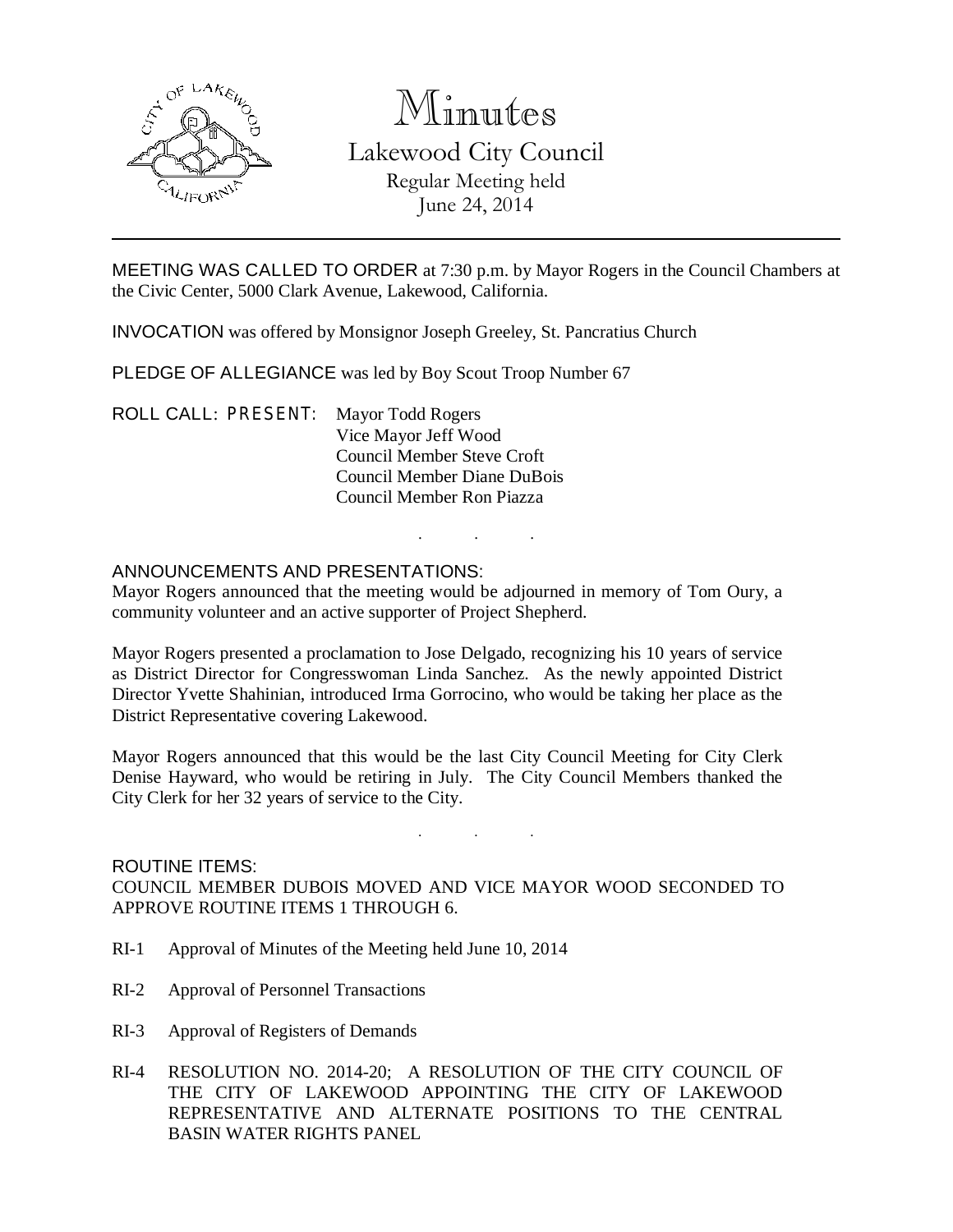# Minutes

## Lakewood City Council

Regular Meeting held
June 24, 2014

MEETING WAS CALLED TO ORDER at 7:30 p.m. by Mayor Rogers in the Council Chambers at the Civic Center, 5000 Clark Avenue, Lakewood, California.

INVOCATION was offered by Monsignor Joseph Greeley, St. Pancratius Church

PLEDGE OF ALLEGIANCE was led by Boy Scout Troop Number 67

ROLL CALL: PRESENT: Mayor Todd Rogers
Vice Mayor Jeff Wood
Council Member Steve Croft
Council Member Diane DuBois
Council Member Ron Piazza

. . .

ANNOUNCEMENTS AND PRESENTATIONS:

Mayor Rogers announced that the meeting would be adjourned in memory of Tom Oury, a community volunteer and an active supporter of Project Shepherd.

Mayor Rogers presented a proclamation to Jose Delgado, recognizing his 10 years of service as District Director for Congresswoman Linda Sanchez. As the newly appointed District Director Yvette Shahinian, introduced Irma Gorrocino, who would be taking her place as the District Representative covering Lakewood.

Mayor Rogers announced that this would be the last City Council Meeting for City Clerk Denise Hayward, who would be retiring in July. The City Council Members thanked the City Clerk for her 32 years of service to the City.

. . .

ROUTINE ITEMS:

COUNCIL MEMBER DUBOIS MOVED AND VICE MAYOR WOOD SECONDED TO APPROVE ROUTINE ITEMS 1 THROUGH 6.

RI-1 Approval of Minutes of the Meeting held June 10, 2014

RI-2 Approval of Personnel Transactions

RI-3 Approval of Registers of Demands

RI-4 RESOLUTION NO. 2014-20; A RESOLUTION OF THE CITY COUNCIL OF THE CITY OF LAKEWOOD APPOINTING THE CITY OF LAKEWOOD REPRESENTATIVE AND ALTERNATE POSITIONS TO THE CENTRAL BASIN WATER RIGHTS PANEL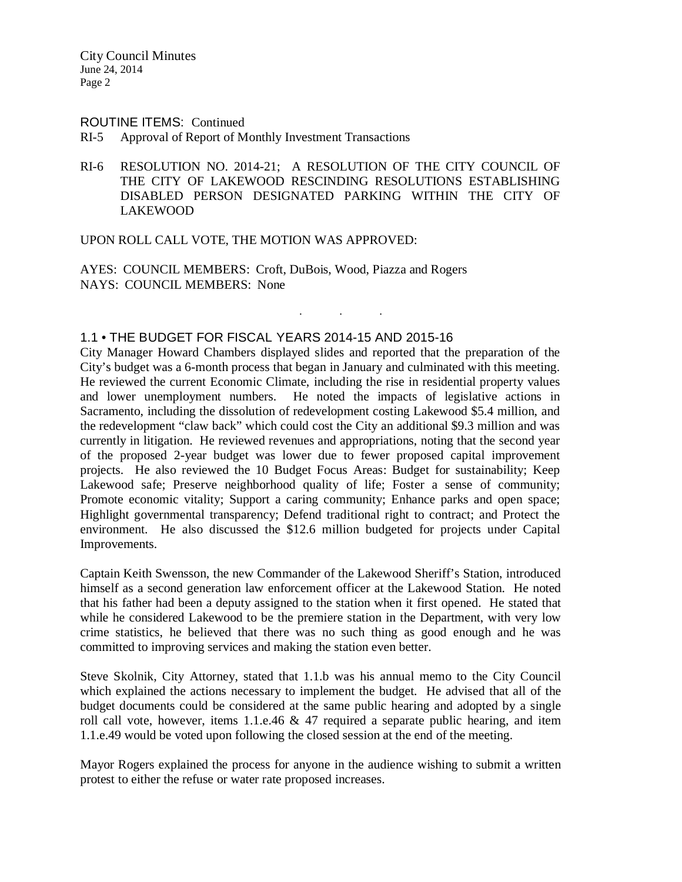ROUTINE ITEMS: Continued

RI-5 Approval of Report of Monthly Investment Transactions

RI-6 RESOLUTION NO. 2014-21; A RESOLUTION OF THE CITY COUNCIL OF THE CITY OF LAKEWOOD RESCINDING RESOLUTIONS ESTABLISHING DISABLED PERSON DESIGNATED PARKING WITHIN THE CITY OF LAKEWOOD

UPON ROLL CALL VOTE, THE MOTION WAS APPROVED:

AYES: COUNCIL MEMBERS: Croft, DuBois, Wood, Piazza and Rogers
NAYS: COUNCIL MEMBERS: None

. . .

### 1.1 • THE BUDGET FOR FISCAL YEARS 2014-15 AND 2015-16

City Manager Howard Chambers displayed slides and reported that the preparation of the City's budget was a 6-month process that began in January and culminated with this meeting. He reviewed the current Economic Climate, including the rise in residential property values and lower unemployment numbers. He noted the impacts of legislative actions in Sacramento, including the dissolution of redevelopment costing Lakewood $5.4 million, and the redevelopment "claw back" which could cost the City an additional $9.3 million and was currently in litigation. He reviewed revenues and appropriations, noting that the second year of the proposed 2-year budget was lower due to fewer proposed capital improvement projects. He also reviewed the 10 Budget Focus Areas: Budget for sustainability; Keep Lakewood safe; Preserve neighborhood quality of life; Foster a sense of community; Promote economic vitality; Support a caring community; Enhance parks and open space; Highlight governmental transparency; Defend traditional right to contract; and Protect the environment. He also discussed the $12.6 million budgeted for projects under Capital Improvements.

Captain Keith Swensson, the new Commander of the Lakewood Sheriff's Station, introduced himself as a second generation law enforcement officer at the Lakewood Station. He noted that his father had been a deputy assigned to the station when it first opened. He stated that while he considered Lakewood to be the premiere station in the Department, with very low crime statistics, he believed that there was no such thing as good enough and he was committed to improving services and making the station even better.

Steve Skolnik, City Attorney, stated that 1.1.b was his annual memo to the City Council which explained the actions necessary to implement the budget. He advised that all of the budget documents could be considered at the same public hearing and adopted by a single roll call vote, however, items 1.1.e.46 & 47 required a separate public hearing, and item 1.1.e.49 would be voted upon following the closed session at the end of the meeting.

Mayor Rogers explained the process for anyone in the audience wishing to submit a written protest to either the refuse or water rate proposed increases.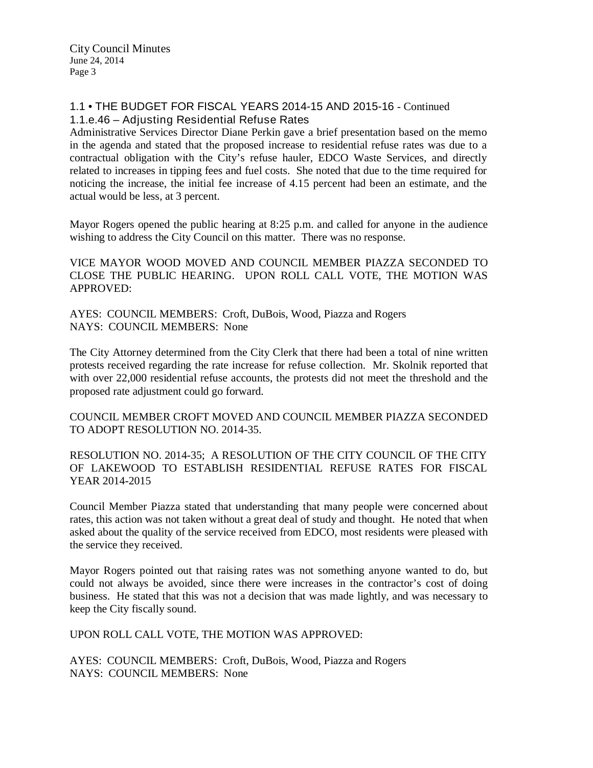### 1.1 • THE BUDGET FOR FISCAL YEARS 2014-15 AND 2015-16 - Continued

#### 1.1.e.46 – Adjusting Residential Refuse Rates

Administrative Services Director Diane Perkin gave a brief presentation based on the memo in the agenda and stated that the proposed increase to residential refuse rates was due to a contractual obligation with the City's refuse hauler, EDCO Waste Services, and directly related to increases in tipping fees and fuel costs. She noted that due to the time required for noticing the increase, the initial fee increase of 4.15 percent had been an estimate, and the actual would be less, at 3 percent.

Mayor Rogers opened the public hearing at 8:25 p.m. and called for anyone in the audience wishing to address the City Council on this matter. There was no response.

VICE MAYOR WOOD MOVED AND COUNCIL MEMBER PIAZZA SECONDED TO CLOSE THE PUBLIC HEARING. UPON ROLL CALL VOTE, THE MOTION WAS APPROVED:

AYES: COUNCIL MEMBERS: Croft, DuBois, Wood, Piazza and Rogers
NAYS: COUNCIL MEMBERS: None

The City Attorney determined from the City Clerk that there had been a total of nine written protests received regarding the rate increase for refuse collection. Mr. Skolnik reported that with over 22,000 residential refuse accounts, the protests did not meet the threshold and the proposed rate adjustment could go forward.

COUNCIL MEMBER CROFT MOVED AND COUNCIL MEMBER PIAZZA SECONDED TO ADOPT RESOLUTION NO. 2014-35.

RESOLUTION NO. 2014-35; A RESOLUTION OF THE CITY COUNCIL OF THE CITY OF LAKEWOOD TO ESTABLISH RESIDENTIAL REFUSE RATES FOR FISCAL YEAR 2014-2015

Council Member Piazza stated that understanding that many people were concerned about rates, this action was not taken without a great deal of study and thought. He noted that when asked about the quality of the service received from EDCO, most residents were pleased with the service they received.

Mayor Rogers pointed out that raising rates was not something anyone wanted to do, but could not always be avoided, since there were increases in the contractor's cost of doing business. He stated that this was not a decision that was made lightly, and was necessary to keep the City fiscally sound.

UPON ROLL CALL VOTE, THE MOTION WAS APPROVED:

AYES: COUNCIL MEMBERS: Croft, DuBois, Wood, Piazza and Rogers
NAYS: COUNCIL MEMBERS: None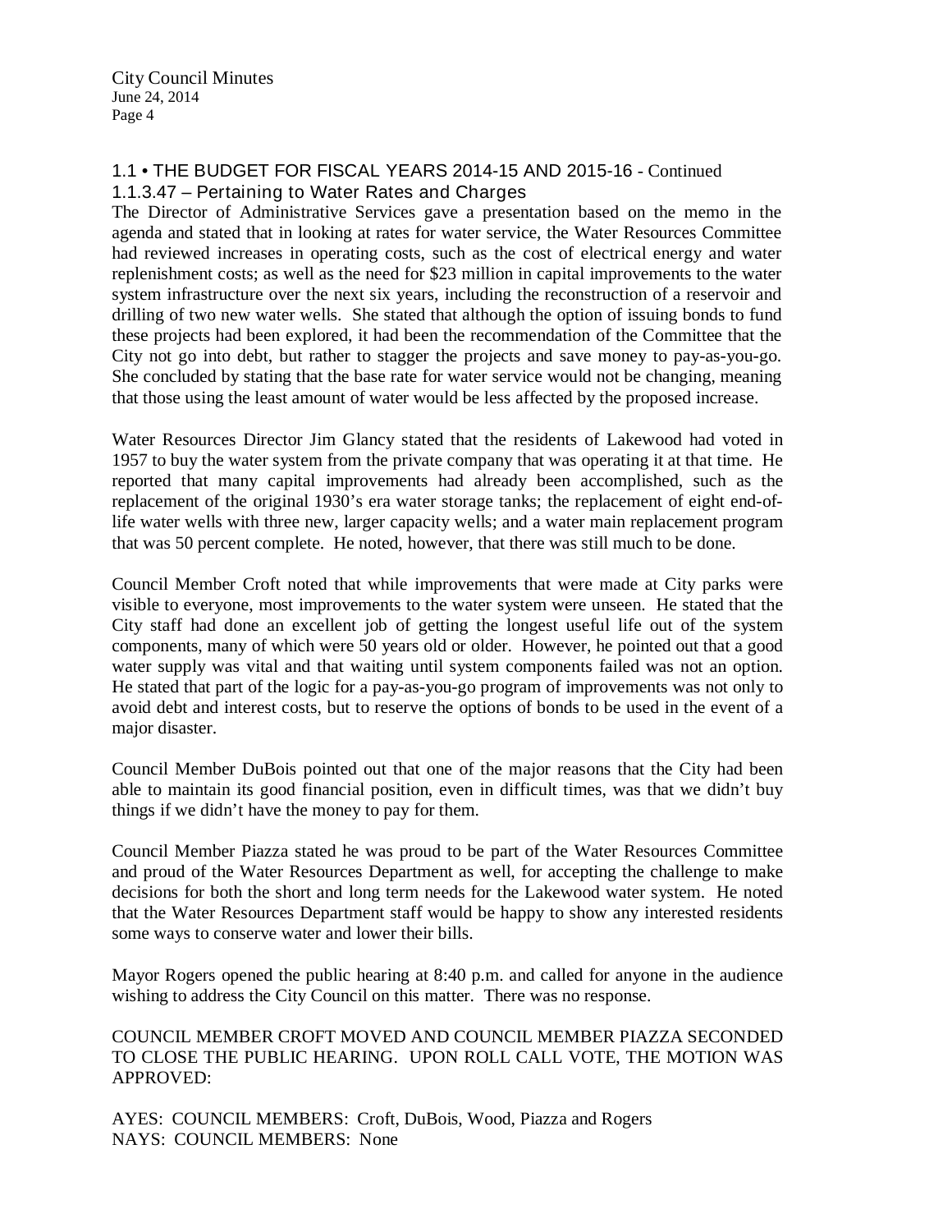## 1.1 • THE BUDGET FOR FISCAL YEARS 2014-15 AND 2015-16 - Continued

### 1.1.3.47 – Pertaining to Water Rates and Charges

The Director of Administrative Services gave a presentation based on the memo in the agenda and stated that in looking at rates for water service, the Water Resources Committee had reviewed increases in operating costs, such as the cost of electrical energy and water replenishment costs; as well as the need for $23 million in capital improvements to the water system infrastructure over the next six years, including the reconstruction of a reservoir and drilling of two new water wells. She stated that although the option of issuing bonds to fund these projects had been explored, it had been the recommendation of the Committee that the City not go into debt, but rather to stagger the projects and save money to pay-as-you-go. She concluded by stating that the base rate for water service would not be changing, meaning that those using the least amount of water would be less affected by the proposed increase.

Water Resources Director Jim Glancy stated that the residents of Lakewood had voted in 1957 to buy the water system from the private company that was operating it at that time. He reported that many capital improvements had already been accomplished, such as the replacement of the original 1930's era water storage tanks; the replacement of eight end-of-life water wells with three new, larger capacity wells; and a water main replacement program that was 50 percent complete. He noted, however, that there was still much to be done.

Council Member Croft noted that while improvements that were made at City parks were visible to everyone, most improvements to the water system were unseen. He stated that the City staff had done an excellent job of getting the longest useful life out of the system components, many of which were 50 years old or older. However, he pointed out that a good water supply was vital and that waiting until system components failed was not an option. He stated that part of the logic for a pay-as-you-go program of improvements was not only to avoid debt and interest costs, but to reserve the options of bonds to be used in the event of a major disaster.

Council Member DuBois pointed out that one of the major reasons that the City had been able to maintain its good financial position, even in difficult times, was that we didn't buy things if we didn't have the money to pay for them.

Council Member Piazza stated he was proud to be part of the Water Resources Committee and proud of the Water Resources Department as well, for accepting the challenge to make decisions for both the short and long term needs for the Lakewood water system. He noted that the Water Resources Department staff would be happy to show any interested residents some ways to conserve water and lower their bills.

Mayor Rogers opened the public hearing at 8:40 p.m. and called for anyone in the audience wishing to address the City Council on this matter. There was no response.

COUNCIL MEMBER CROFT MOVED AND COUNCIL MEMBER PIAZZA SECONDED TO CLOSE THE PUBLIC HEARING. UPON ROLL CALL VOTE, THE MOTION WAS APPROVED:

AYES: COUNCIL MEMBERS: Croft, DuBois, Wood, Piazza and Rogers
NAYS: COUNCIL MEMBERS: None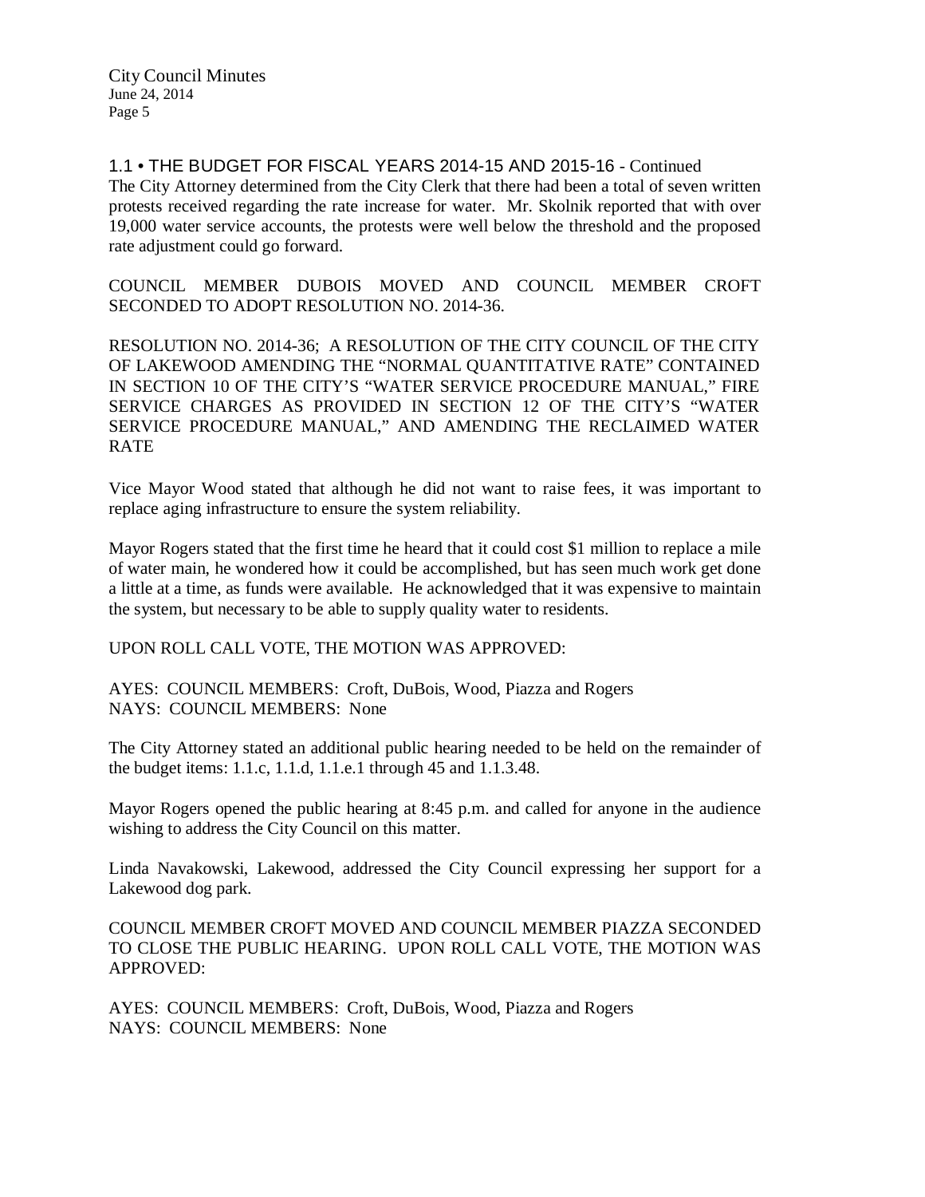1.1 • THE BUDGET FOR FISCAL YEARS 2014-15 AND 2015-16 - Continued

The City Attorney determined from the City Clerk that there had been a total of seven written protests received regarding the rate increase for water. Mr. Skolnik reported that with over 19,000 water service accounts, the protests were well below the threshold and the proposed rate adjustment could go forward.

COUNCIL MEMBER DUBOIS MOVED AND COUNCIL MEMBER CROFT SECONDED TO ADOPT RESOLUTION NO. 2014-36.

RESOLUTION NO. 2014-36; A RESOLUTION OF THE CITY COUNCIL OF THE CITY OF LAKEWOOD AMENDING THE "NORMAL QUANTITATIVE RATE" CONTAINED IN SECTION 10 OF THE CITY'S "WATER SERVICE PROCEDURE MANUAL," FIRE SERVICE CHARGES AS PROVIDED IN SECTION 12 OF THE CITY'S "WATER SERVICE PROCEDURE MANUAL," AND AMENDING THE RECLAIMED WATER RATE

Vice Mayor Wood stated that although he did not want to raise fees, it was important to replace aging infrastructure to ensure the system reliability.

Mayor Rogers stated that the first time he heard that it could cost $1 million to replace a mile of water main, he wondered how it could be accomplished, but has seen much work get done a little at a time, as funds were available. He acknowledged that it was expensive to maintain the system, but necessary to be able to supply quality water to residents.

UPON ROLL CALL VOTE, THE MOTION WAS APPROVED:

AYES: COUNCIL MEMBERS: Croft, DuBois, Wood, Piazza and Rogers
NAYS: COUNCIL MEMBERS: None

The City Attorney stated an additional public hearing needed to be held on the remainder of the budget items: 1.1.c, 1.1.d, 1.1.e.1 through 45 and 1.1.3.48.

Mayor Rogers opened the public hearing at 8:45 p.m. and called for anyone in the audience wishing to address the City Council on this matter.

Linda Navakowski, Lakewood, addressed the City Council expressing her support for a Lakewood dog park.

COUNCIL MEMBER CROFT MOVED AND COUNCIL MEMBER PIAZZA SECONDED TO CLOSE THE PUBLIC HEARING. UPON ROLL CALL VOTE, THE MOTION WAS APPROVED:

AYES: COUNCIL MEMBERS: Croft, DuBois, Wood, Piazza and Rogers
NAYS: COUNCIL MEMBERS: None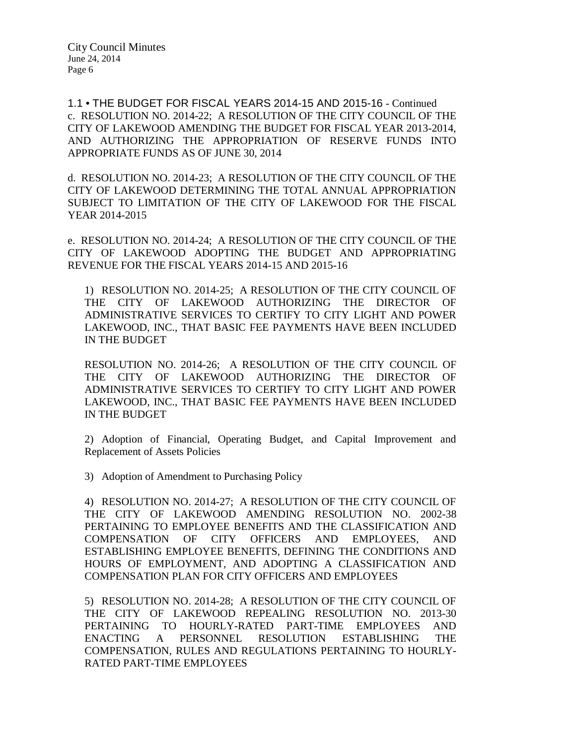1.1 • THE BUDGET FOR FISCAL YEARS 2014-15 AND 2015-16 - Continued

c. RESOLUTION NO. 2014-22; A RESOLUTION OF THE CITY COUNCIL OF THE CITY OF LAKEWOOD AMENDING THE BUDGET FOR FISCAL YEAR 2013-2014, AND AUTHORIZING THE APPROPRIATION OF RESERVE FUNDS INTO APPROPRIATE FUNDS AS OF JUNE 30, 2014

d. RESOLUTION NO. 2014-23; A RESOLUTION OF THE CITY COUNCIL OF THE CITY OF LAKEWOOD DETERMINING THE TOTAL ANNUAL APPROPRIATION SUBJECT TO LIMITATION OF THE CITY OF LAKEWOOD FOR THE FISCAL YEAR 2014-2015

e. RESOLUTION NO. 2014-24; A RESOLUTION OF THE CITY COUNCIL OF THE CITY OF LAKEWOOD ADOPTING THE BUDGET AND APPROPRIATING REVENUE FOR THE FISCAL YEARS 2014-15 AND 2015-16

1) RESOLUTION NO. 2014-25; A RESOLUTION OF THE CITY COUNCIL OF THE CITY OF LAKEWOOD AUTHORIZING THE DIRECTOR OF ADMINISTRATIVE SERVICES TO CERTIFY TO CITY LIGHT AND POWER LAKEWOOD, INC., THAT BASIC FEE PAYMENTS HAVE BEEN INCLUDED IN THE BUDGET

RESOLUTION NO. 2014-26; A RESOLUTION OF THE CITY COUNCIL OF THE CITY OF LAKEWOOD AUTHORIZING THE DIRECTOR OF ADMINISTRATIVE SERVICES TO CERTIFY TO CITY LIGHT AND POWER LAKEWOOD, INC., THAT BASIC FEE PAYMENTS HAVE BEEN INCLUDED IN THE BUDGET

2) Adoption of Financial, Operating Budget, and Capital Improvement and Replacement of Assets Policies

3) Adoption of Amendment to Purchasing Policy

4) RESOLUTION NO. 2014-27; A RESOLUTION OF THE CITY COUNCIL OF THE CITY OF LAKEWOOD AMENDING RESOLUTION NO. 2002-38 PERTAINING TO EMPLOYEE BENEFITS AND THE CLASSIFICATION AND COMPENSATION OF CITY OFFICERS AND EMPLOYEES, AND ESTABLISHING EMPLOYEE BENEFITS, DEFINING THE CONDITIONS AND HOURS OF EMPLOYMENT, AND ADOPTING A CLASSIFICATION AND COMPENSATION PLAN FOR CITY OFFICERS AND EMPLOYEES

5) RESOLUTION NO. 2014-28; A RESOLUTION OF THE CITY COUNCIL OF THE CITY OF LAKEWOOD REPEALING RESOLUTION NO. 2013-30 PERTAINING TO HOURLY-RATED PART-TIME EMPLOYEES AND ENACTING A PERSONNEL RESOLUTION ESTABLISHING THE COMPENSATION, RULES AND REGULATIONS PERTAINING TO HOURLY-RATED PART-TIME EMPLOYEES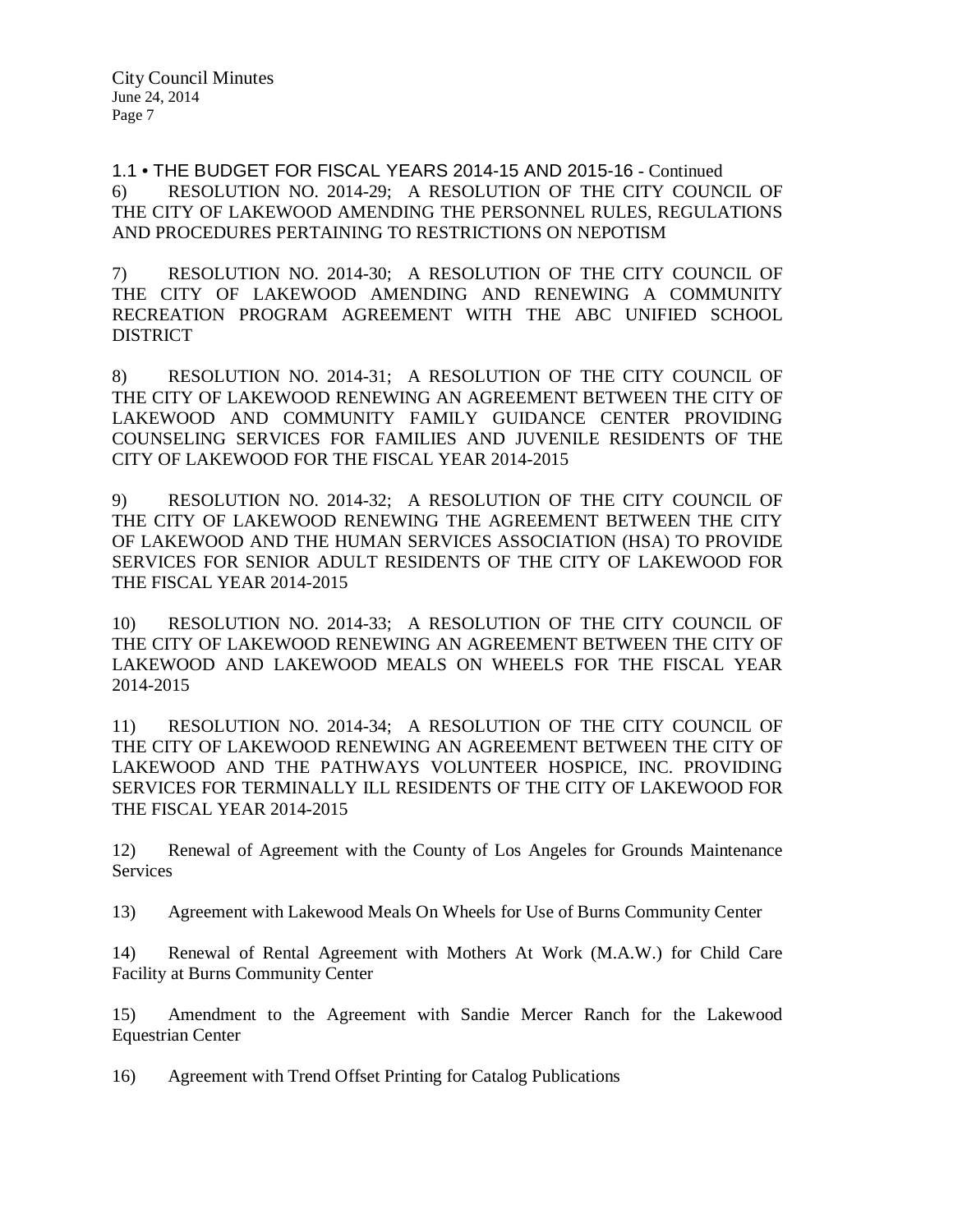1.1 • THE BUDGET FOR FISCAL YEARS 2014-15 AND 2015-16 - Continued

6) RESOLUTION NO. 2014-29; A RESOLUTION OF THE CITY COUNCIL OF THE CITY OF LAKEWOOD AMENDING THE PERSONNEL RULES, REGULATIONS AND PROCEDURES PERTAINING TO RESTRICTIONS ON NEPOTISM

7) RESOLUTION NO. 2014-30; A RESOLUTION OF THE CITY COUNCIL OF THE CITY OF LAKEWOOD AMENDING AND RENEWING A COMMUNITY RECREATION PROGRAM AGREEMENT WITH THE ABC UNIFIED SCHOOL DISTRICT

8) RESOLUTION NO. 2014-31; A RESOLUTION OF THE CITY COUNCIL OF THE CITY OF LAKEWOOD RENEWING AN AGREEMENT BETWEEN THE CITY OF LAKEWOOD AND COMMUNITY FAMILY GUIDANCE CENTER PROVIDING COUNSELING SERVICES FOR FAMILIES AND JUVENILE RESIDENTS OF THE CITY OF LAKEWOOD FOR THE FISCAL YEAR 2014-2015

9) RESOLUTION NO. 2014-32; A RESOLUTION OF THE CITY COUNCIL OF THE CITY OF LAKEWOOD RENEWING THE AGREEMENT BETWEEN THE CITY OF LAKEWOOD AND THE HUMAN SERVICES ASSOCIATION (HSA) TO PROVIDE SERVICES FOR SENIOR ADULT RESIDENTS OF THE CITY OF LAKEWOOD FOR THE FISCAL YEAR 2014-2015

10) RESOLUTION NO. 2014-33; A RESOLUTION OF THE CITY COUNCIL OF THE CITY OF LAKEWOOD RENEWING AN AGREEMENT BETWEEN THE CITY OF LAKEWOOD AND LAKEWOOD MEALS ON WHEELS FOR THE FISCAL YEAR 2014-2015

11) RESOLUTION NO. 2014-34; A RESOLUTION OF THE CITY COUNCIL OF THE CITY OF LAKEWOOD RENEWING AN AGREEMENT BETWEEN THE CITY OF LAKEWOOD AND THE PATHWAYS VOLUNTEER HOSPICE, INC. PROVIDING SERVICES FOR TERMINALLY ILL RESIDENTS OF THE CITY OF LAKEWOOD FOR THE FISCAL YEAR 2014-2015

12) Renewal of Agreement with the County of Los Angeles for Grounds Maintenance Services

13) Agreement with Lakewood Meals On Wheels for Use of Burns Community Center

14) Renewal of Rental Agreement with Mothers At Work (M.A.W.) for Child Care Facility at Burns Community Center

15) Amendment to the Agreement with Sandie Mercer Ranch for the Lakewood Equestrian Center

16) Agreement with Trend Offset Printing for Catalog Publications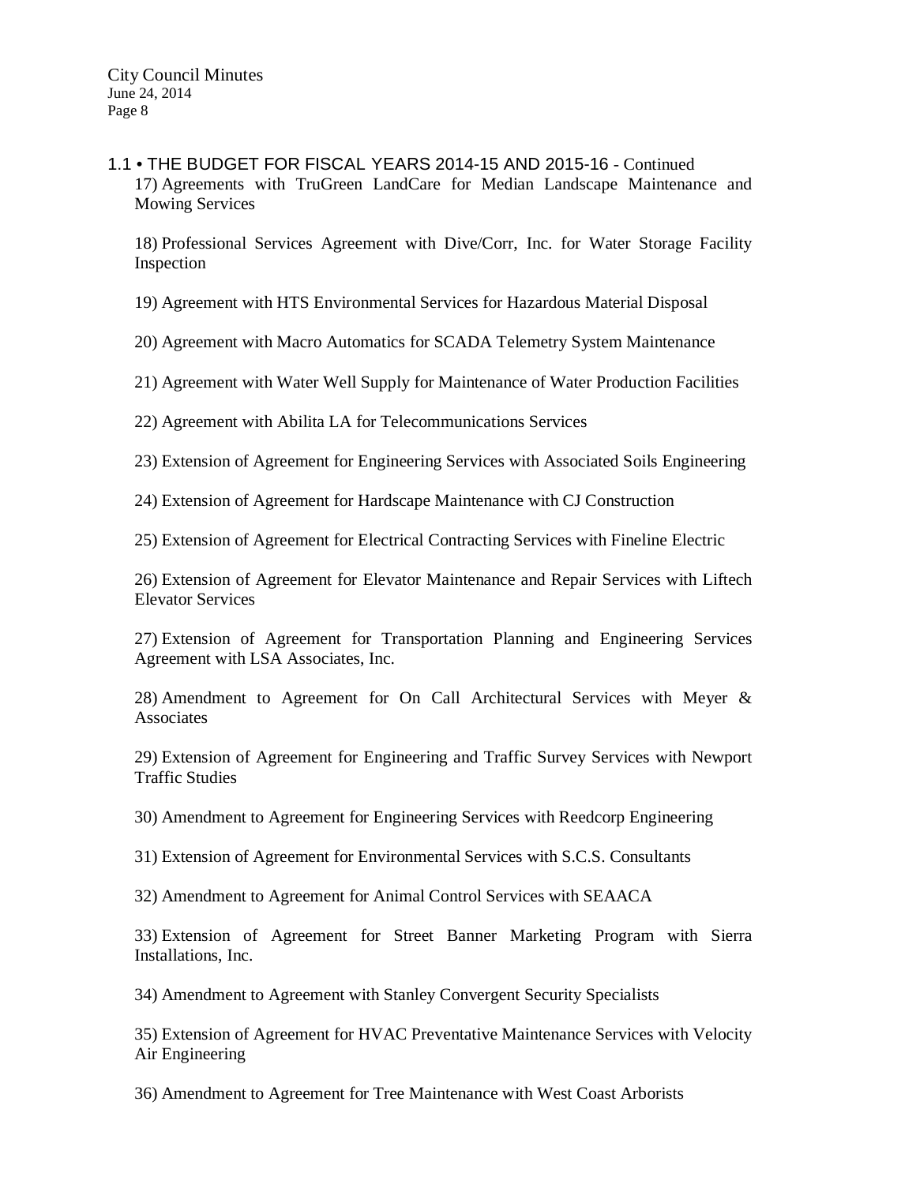## 1.1 • THE BUDGET FOR FISCAL YEARS 2014-15 AND 2015-16 - Continued

17) Agreements with TruGreen LandCare for Median Landscape Maintenance and Mowing Services

18) Professional Services Agreement with Dive/Corr, Inc. for Water Storage Facility Inspection

19) Agreement with HTS Environmental Services for Hazardous Material Disposal

20) Agreement with Macro Automatics for SCADA Telemetry System Maintenance

21) Agreement with Water Well Supply for Maintenance of Water Production Facilities

22) Agreement with Abilita LA for Telecommunications Services

23) Extension of Agreement for Engineering Services with Associated Soils Engineering

24) Extension of Agreement for Hardscape Maintenance with CJ Construction

25) Extension of Agreement for Electrical Contracting Services with Fineline Electric

26) Extension of Agreement for Elevator Maintenance and Repair Services with Liftech Elevator Services

27) Extension of Agreement for Transportation Planning and Engineering Services Agreement with LSA Associates, Inc.

28) Amendment to Agreement for On Call Architectural Services with Meyer & Associates

29) Extension of Agreement for Engineering and Traffic Survey Services with Newport Traffic Studies

30) Amendment to Agreement for Engineering Services with Reedcorp Engineering

31) Extension of Agreement for Environmental Services with S.C.S. Consultants

32) Amendment to Agreement for Animal Control Services with SEAACA

33) Extension of Agreement for Street Banner Marketing Program with Sierra Installations, Inc.

34) Amendment to Agreement with Stanley Convergent Security Specialists

35) Extension of Agreement for HVAC Preventative Maintenance Services with Velocity Air Engineering

36) Amendment to Agreement for Tree Maintenance with West Coast Arborists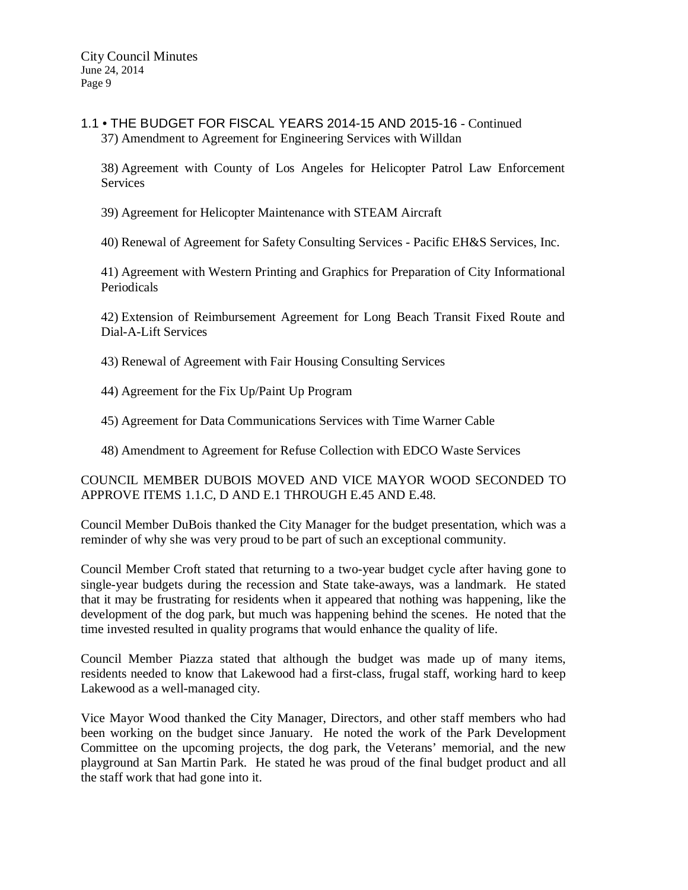1.1 • THE BUDGET FOR FISCAL YEARS 2014-15 AND 2015-16 - Continued

37) Amendment to Agreement for Engineering Services with Willdan

38) Agreement with County of Los Angeles for Helicopter Patrol Law Enforcement Services

39) Agreement for Helicopter Maintenance with STEAM Aircraft

40) Renewal of Agreement for Safety Consulting Services - Pacific EH&S Services, Inc.

41) Agreement with Western Printing and Graphics for Preparation of City Informational Periodicals

42) Extension of Reimbursement Agreement for Long Beach Transit Fixed Route and Dial-A-Lift Services

43) Renewal of Agreement with Fair Housing Consulting Services

44) Agreement for the Fix Up/Paint Up Program

45) Agreement for Data Communications Services with Time Warner Cable

48) Amendment to Agreement for Refuse Collection with EDCO Waste Services

COUNCIL MEMBER DUBOIS MOVED AND VICE MAYOR WOOD SECONDED TO APPROVE ITEMS 1.1.C, D AND E.1 THROUGH E.45 AND E.48.

Council Member DuBois thanked the City Manager for the budget presentation, which was a reminder of why she was very proud to be part of such an exceptional community.

Council Member Croft stated that returning to a two-year budget cycle after having gone to single-year budgets during the recession and State take-aways, was a landmark. He stated that it may be frustrating for residents when it appeared that nothing was happening, like the development of the dog park, but much was happening behind the scenes. He noted that the time invested resulted in quality programs that would enhance the quality of life.

Council Member Piazza stated that although the budget was made up of many items, residents needed to know that Lakewood had a first-class, frugal staff, working hard to keep Lakewood as a well-managed city.

Vice Mayor Wood thanked the City Manager, Directors, and other staff members who had been working on the budget since January. He noted the work of the Park Development Committee on the upcoming projects, the dog park, the Veterans' memorial, and the new playground at San Martin Park. He stated he was proud of the final budget product and all the staff work that had gone into it.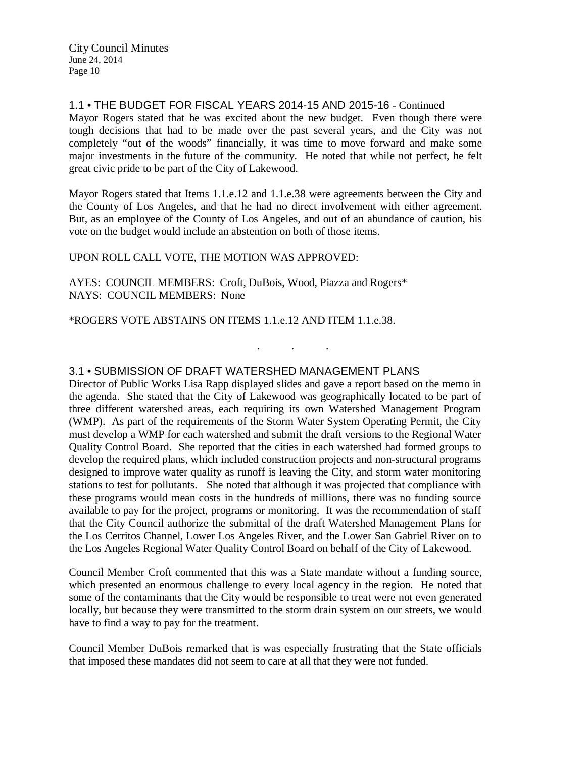### 1.1 • THE BUDGET FOR FISCAL YEARS 2014-15 AND 2015-16 - Continued

Mayor Rogers stated that he was excited about the new budget. Even though there were tough decisions that had to be made over the past several years, and the City was not completely "out of the woods" financially, it was time to move forward and make some major investments in the future of the community. He noted that while not perfect, he felt great civic pride to be part of the City of Lakewood.

Mayor Rogers stated that Items 1.1.e.12 and 1.1.e.38 were agreements between the City and the County of Los Angeles, and that he had no direct involvement with either agreement. But, as an employee of the County of Los Angeles, and out of an abundance of caution, his vote on the budget would include an abstention on both of those items.

UPON ROLL CALL VOTE, THE MOTION WAS APPROVED:

AYES: COUNCIL MEMBERS: Croft, DuBois, Wood, Piazza and Rogers*
NAYS: COUNCIL MEMBERS: None

*ROGERS VOTE ABSTAINS ON ITEMS 1.1.e.12 AND ITEM 1.1.e.38.

. . .

### 3.1 • SUBMISSION OF DRAFT WATERSHED MANAGEMENT PLANS

Director of Public Works Lisa Rapp displayed slides and gave a report based on the memo in the agenda. She stated that the City of Lakewood was geographically located to be part of three different watershed areas, each requiring its own Watershed Management Program (WMP). As part of the requirements of the Storm Water System Operating Permit, the City must develop a WMP for each watershed and submit the draft versions to the Regional Water Quality Control Board. She reported that the cities in each watershed had formed groups to develop the required plans, which included construction projects and non-structural programs designed to improve water quality as runoff is leaving the City, and storm water monitoring stations to test for pollutants. She noted that although it was projected that compliance with these programs would mean costs in the hundreds of millions, there was no funding source available to pay for the project, programs or monitoring. It was the recommendation of staff that the City Council authorize the submittal of the draft Watershed Management Plans for the Los Cerritos Channel, Lower Los Angeles River, and the Lower San Gabriel River on to the Los Angeles Regional Water Quality Control Board on behalf of the City of Lakewood.

Council Member Croft commented that this was a State mandate without a funding source, which presented an enormous challenge to every local agency in the region. He noted that some of the contaminants that the City would be responsible to treat were not even generated locally, but because they were transmitted to the storm drain system on our streets, we would have to find a way to pay for the treatment.

Council Member DuBois remarked that is was especially frustrating that the State officials that imposed these mandates did not seem to care at all that they were not funded.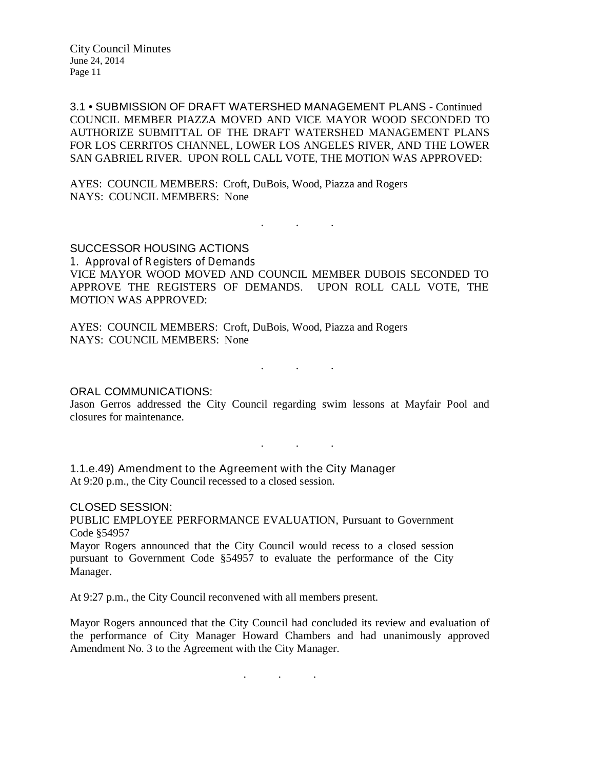3.1 • SUBMISSION OF DRAFT WATERSHED MANAGEMENT PLANS - Continued

COUNCIL MEMBER PIAZZA MOVED AND VICE MAYOR WOOD SECONDED TO AUTHORIZE SUBMITTAL OF THE DRAFT WATERSHED MANAGEMENT PLANS FOR LOS CERRITOS CHANNEL, LOWER LOS ANGELES RIVER, AND THE LOWER SAN GABRIEL RIVER. UPON ROLL CALL VOTE, THE MOTION WAS APPROVED:

AYES: COUNCIL MEMBERS: Croft, DuBois, Wood, Piazza and Rogers
NAYS: COUNCIL MEMBERS: None

. . .

SUCCESSOR HOUSING ACTIONS

1. Approval of Registers of Demands

VICE MAYOR WOOD MOVED AND COUNCIL MEMBER DUBOIS SECONDED TO APPROVE THE REGISTERS OF DEMANDS. UPON ROLL CALL VOTE, THE MOTION WAS APPROVED:

AYES: COUNCIL MEMBERS: Croft, DuBois, Wood, Piazza and Rogers
NAYS: COUNCIL MEMBERS: None

. . .

ORAL COMMUNICATIONS:

Jason Gerros addressed the City Council regarding swim lessons at Mayfair Pool and closures for maintenance.

. . .

1.1.e.49) Amendment to the Agreement with the City Manager

At 9:20 p.m., the City Council recessed to a closed session.

CLOSED SESSION:

PUBLIC EMPLOYEE PERFORMANCE EVALUATION, Pursuant to Government Code §54957

Mayor Rogers announced that the City Council would recess to a closed session pursuant to Government Code §54957 to evaluate the performance of the City Manager.

At 9:27 p.m., the City Council reconvened with all members present.

Mayor Rogers announced that the City Council had concluded its review and evaluation of the performance of City Manager Howard Chambers and had unanimously approved Amendment No. 3 to the Agreement with the City Manager.

. . .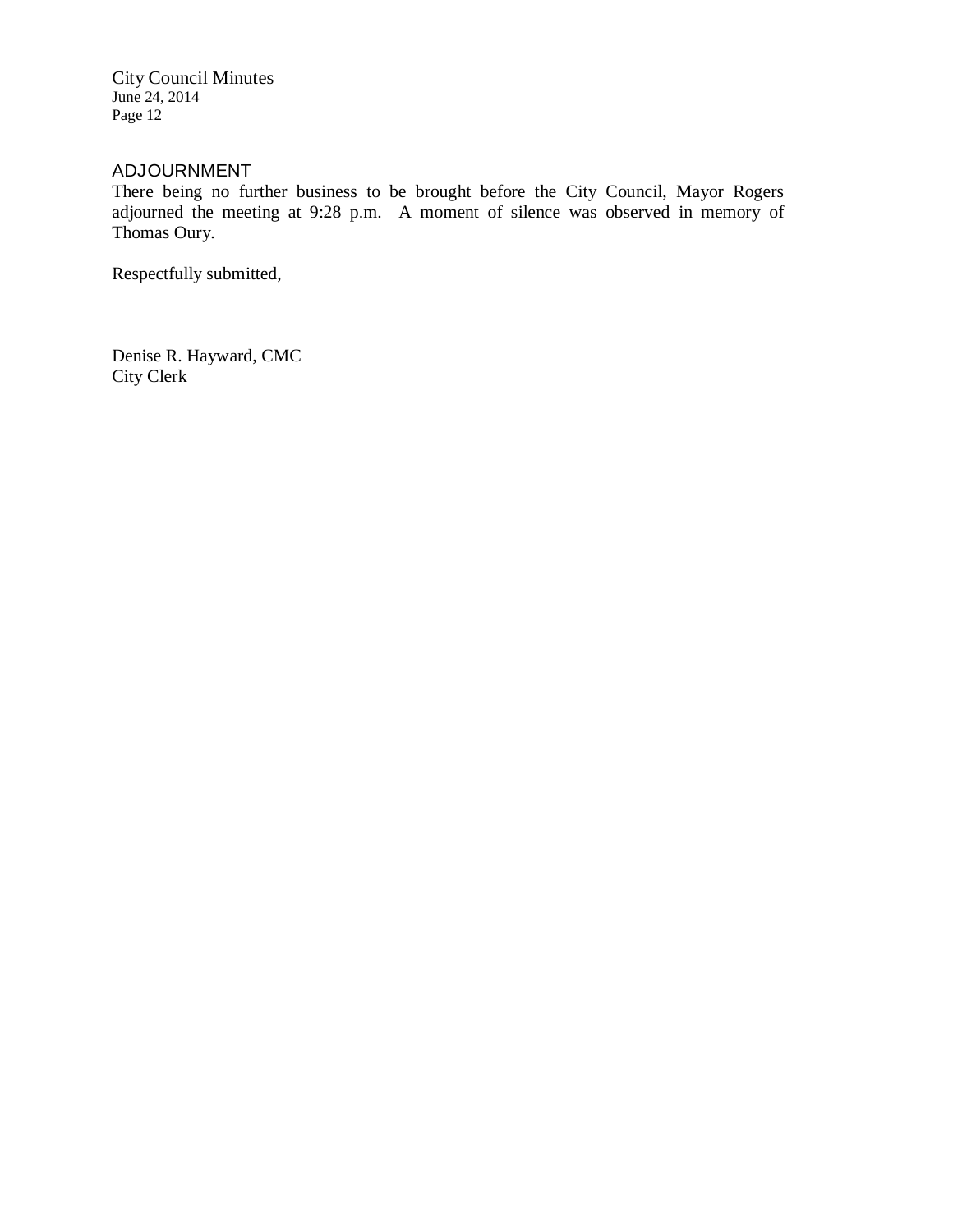## ADJOURNMENT

There being no further business to be brought before the City Council, Mayor Rogers adjourned the meeting at 9:28 p.m. A moment of silence was observed in memory of Thomas Oury.

Respectfully submitted,

Denise R. Hayward, CMC
City Clerk